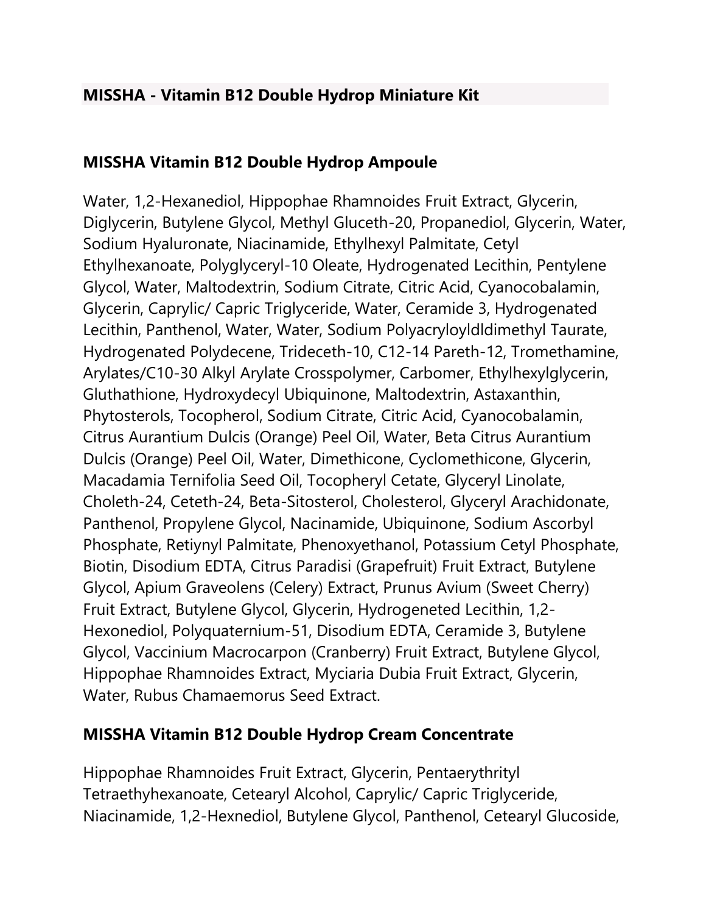**MISSHA - Vitamin B12 Double Hydrop Miniature Kit**

**MISSHA Vitamin B12 Double Hydrop Ampoule**

Water, 1,2-Hexanediol, Hippophae Rhamnoides Fruit Extract, Glycerin, Diglycerin, Butylene Glycol, Methyl Gluceth-20, Propanediol, Glycerin, Water, Sodium Hyaluronate, Niacinamide, Ethylhexyl Palmitate, Cetyl Ethylhexanoate, Polyglyceryl-10 Oleate, Hydrogenated Lecithin, Pentylene Glycol, Water, Maltodextrin, Sodium Citrate, Citric Acid, Cyanocobalamin, Glycerin, Caprylic/ Capric Triglyceride, Water, Ceramide 3, Hydrogenated Lecithin, Panthenol, Water, Water, Sodium Polyacryloyldldimethyl Taurate, Hydrogenated Polydecene, Trideceth-10, C12-14 Pareth-12, Tromethamine, Arylates/C10-30 Alkyl Arylate Crosspolymer, Carbomer, Ethylhexylglycerin, Gluthathione, Hydroxydecyl Ubiquinone, Maltodextrin, Astaxanthin, Phytosterols, Tocopherol, Sodium Citrate, Citric Acid, Cyanocobalamin, Citrus Aurantium Dulcis (Orange) Peel Oil, Water, Beta Citrus Aurantium Dulcis (Orange) Peel Oil, Water, Dimethicone, Cyclomethicone, Glycerin, Macadamia Ternifolia Seed Oil, Tocopheryl Cetate, Glyceryl Linolate, Choleth-24, Ceteth-24, Beta-Sitosterol, Cholesterol, Glyceryl Arachidonate, Panthenol, Propylene Glycol, Nacinamide, Ubiquinone, Sodium Ascorbyl Phosphate, Retiynyl Palmitate, Phenoxyethanol, Potassium Cetyl Phosphate, Biotin, Disodium EDTA, Citrus Paradisi (Grapefruit) Fruit Extract, Butylene Glycol, Apium Graveolens (Celery) Extract, Prunus Avium (Sweet Cherry) Fruit Extract, Butylene Glycol, Glycerin, Hydrogeneted Lecithin, 1,2-Hexonediol, Polyquaternium-51, Disodium EDTA, Ceramide 3, Butylene Glycol, Vaccinium Macrocarpon (Cranberry) Fruit Extract, Butylene Glycol, Hippophae Rhamnoides Extract, Myciaria Dubia Fruit Extract, Glycerin, Water, Rubus Chamaemorus Seed Extract.

**MISSHA Vitamin B12 Double Hydrop Cream Concentrate**

Hippophae Rhamnoides Fruit Extract, Glycerin, Pentaerythrityl Tetraethyhexanoate, Cetearyl Alcohol, Caprylic/ Capric Triglyceride, Niacinamide, 1,2-Hexnediol, Butylene Glycol, Panthenol, Cetearyl Glucoside,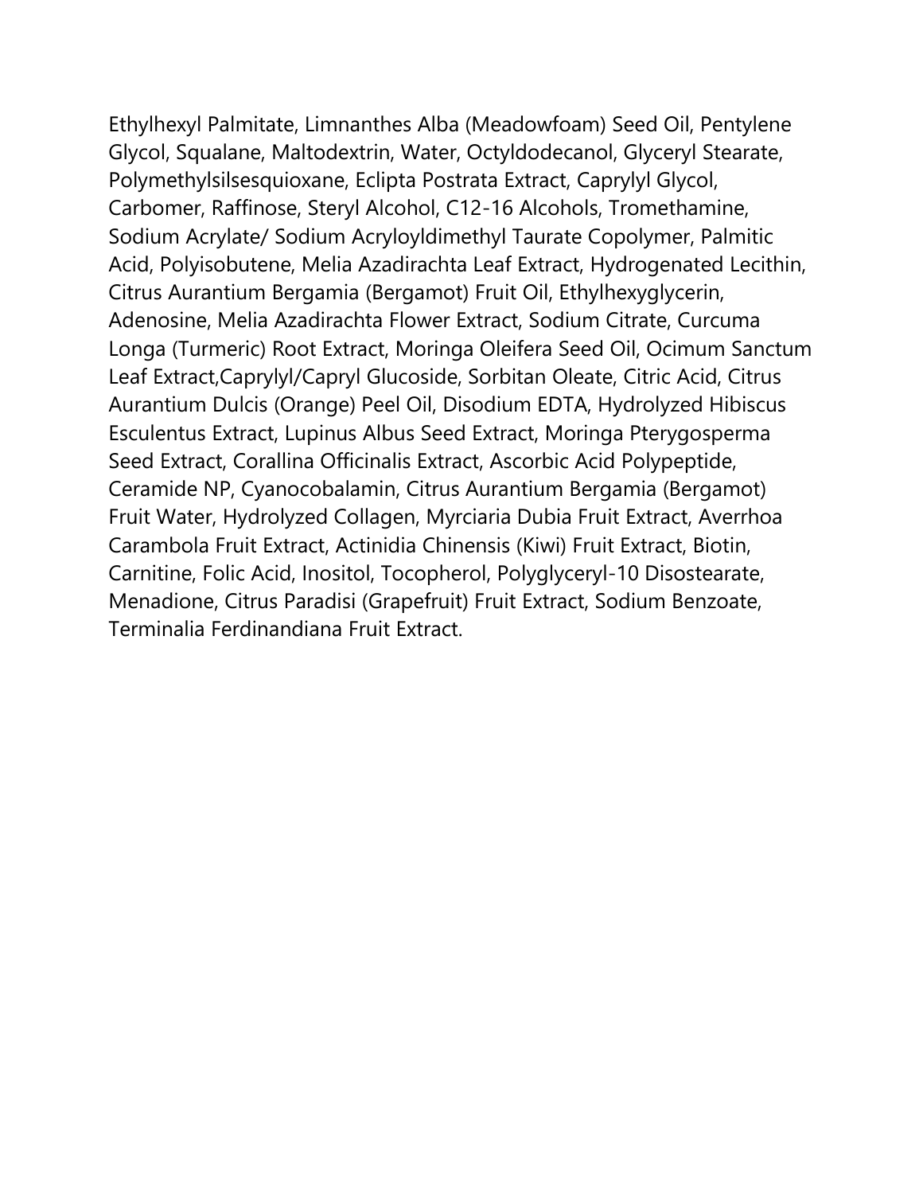Ethylhexyl Palmitate, Limnanthes Alba (Meadowfoam) Seed Oil, Pentylene Glycol, Squalane, Maltodextrin, Water, Octyldodecanol, Glyceryl Stearate, Polymethylsilsesquioxane, Eclipta Postrata Extract, Caprylyl Glycol, Carbomer, Raffinose, Steryl Alcohol, C12-16 Alcohols, Tromethamine, Sodium Acrylate/ Sodium Acryloyldimethyl Taurate Copolymer, Palmitic Acid, Polyisobutene, Melia Azadirachta Leaf Extract, Hydrogenated Lecithin, Citrus Aurantium Bergamia (Bergamot) Fruit Oil, Ethylhexyglycerin, Adenosine, Melia Azadirachta Flower Extract, Sodium Citrate, Curcuma Longa (Turmeric) Root Extract, Moringa Oleifera Seed Oil, Ocimum Sanctum Leaf Extract,Caprylyl/Capryl Glucoside, Sorbitan Oleate, Citric Acid, Citrus Aurantium Dulcis (Orange) Peel Oil, Disodium EDTA, Hydrolyzed Hibiscus Esculentus Extract, Lupinus Albus Seed Extract, Moringa Pterygosperma Seed Extract, Corallina Officinalis Extract, Ascorbic Acid Polypeptide, Ceramide NP, Cyanocobalamin, Citrus Aurantium Bergamia (Bergamot) Fruit Water, Hydrolyzed Collagen, Myrciaria Dubia Fruit Extract, Averrhoa Carambola Fruit Extract, Actinidia Chinensis (Kiwi) Fruit Extract, Biotin, Carnitine, Folic Acid, Inositol, Tocopherol, Polyglyceryl-10 Disostearate, Menadione, Citrus Paradisi (Grapefruit) Fruit Extract, Sodium Benzoate, Terminalia Ferdinandiana Fruit Extract.